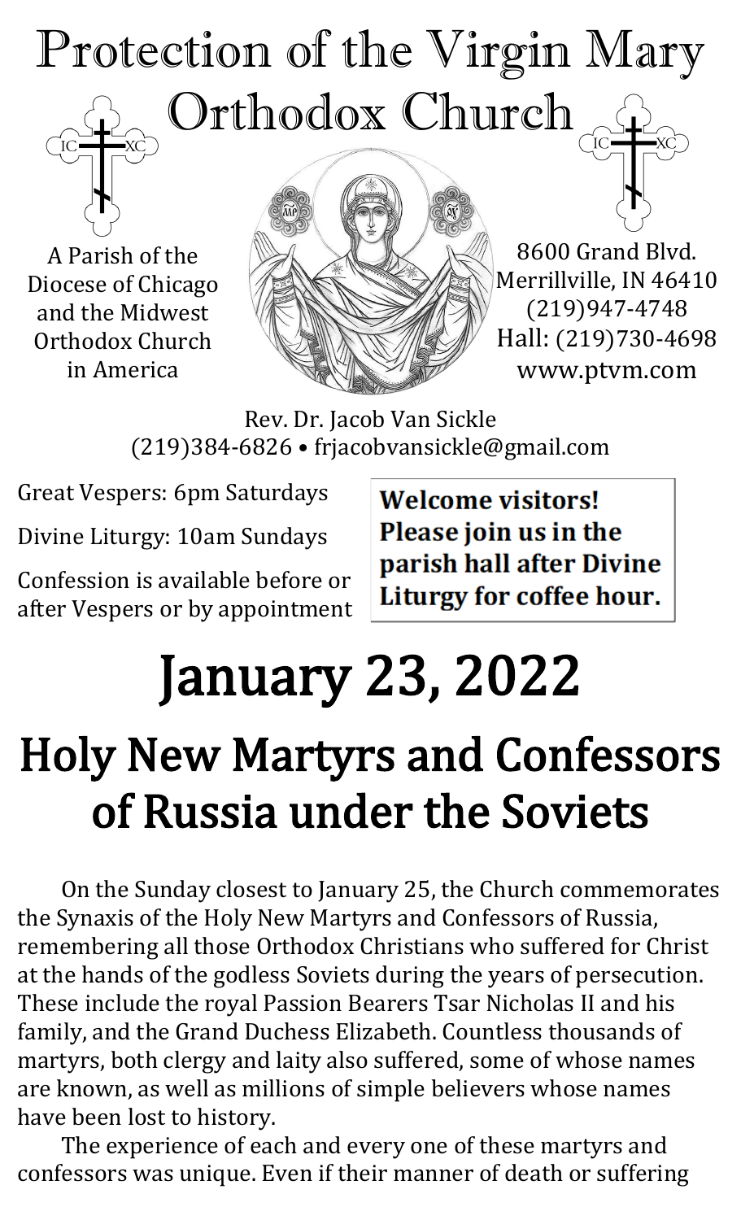# Protection of the Virgin Mary Orthodox Church

A Parish of the Diocese of Chicago and the Midwest Orthodox Church in America

8600 Grand Blvd.
Merrillville, IN 46410
(219)947-4748
Hall: (219)730-4698
www.ptvm.com

Rev. Dr. Jacob Van Sickle
(219)384-6826 • frjacobvansickle@gmail.com

Great Vespers: 6pm Saturdays

Divine Liturgy: 10am Sundays

Confession is available before or after Vespers or by appointment

**Welcome visitors! Please join us in the parish hall after Divine Liturgy for coffee hour.**

# January 23, 2022

## Holy New Martyrs and Confessors of Russia under the Soviets

On the Sunday closest to January 25, the Church commemorates the Synaxis of the Holy New Martyrs and Confessors of Russia, remembering all those Orthodox Christians who suffered for Christ at the hands of the godless Soviets during the years of persecution. These include the royal Passion Bearers Tsar Nicholas II and his family, and the Grand Duchess Elizabeth. Countless thousands of martyrs, both clergy and laity also suffered, some of whose names are known, as well as millions of simple believers whose names have been lost to history.

The experience of each and every one of these martyrs and confessors was unique. Even if their manner of death or suffering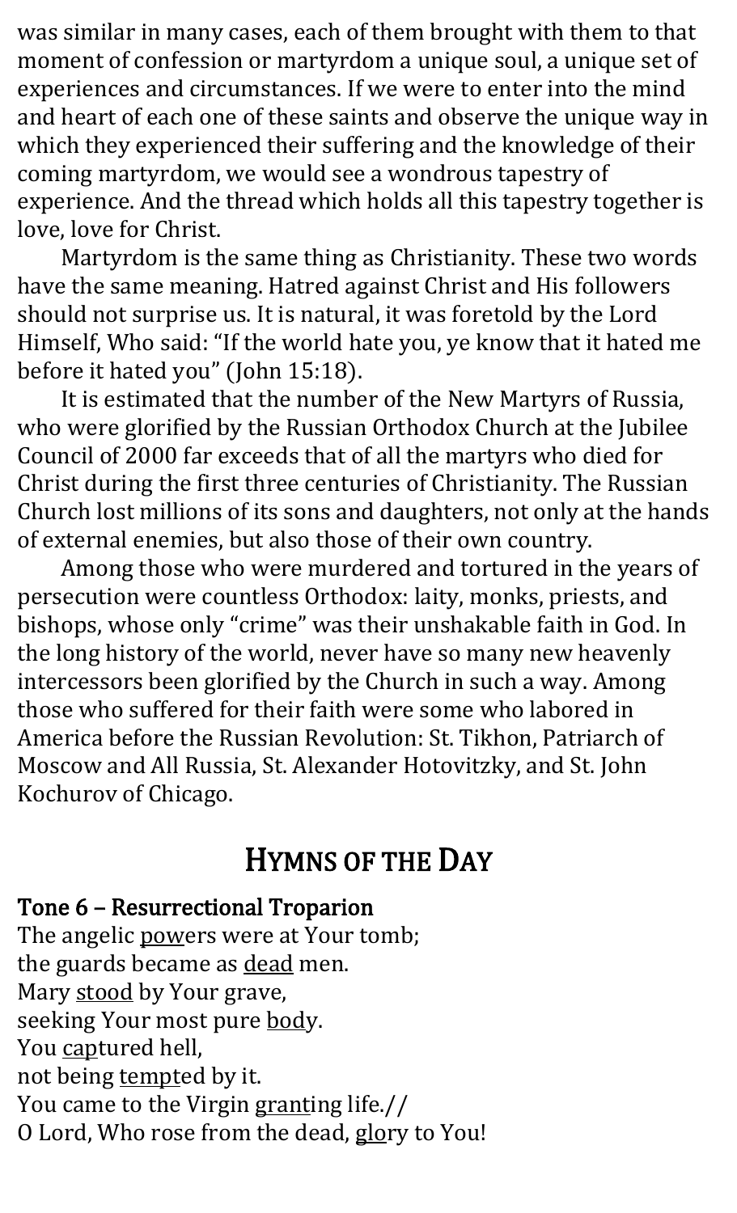was similar in many cases, each of them brought with them to that moment of confession or martyrdom a unique soul, a unique set of experiences and circumstances. If we were to enter into the mind and heart of each one of these saints and observe the unique way in which they experienced their suffering and the knowledge of their coming martyrdom, we would see a wondrous tapestry of experience. And the thread which holds all this tapestry together is love, love for Christ.

Martyrdom is the same thing as Christianity. These two words have the same meaning. Hatred against Christ and His followers should not surprise us. It is natural, it was foretold by the Lord Himself, Who said: "If the world hate you, ye know that it hated me before it hated you" (John 15:18).

It is estimated that the number of the New Martyrs of Russia, who were glorified by the Russian Orthodox Church at the Jubilee Council of 2000 far exceeds that of all the martyrs who died for Christ during the first three centuries of Christianity. The Russian Church lost millions of its sons and daughters, not only at the hands of external enemies, but also those of their own country.

Among those who were murdered and tortured in the years of persecution were countless Orthodox: laity, monks, priests, and bishops, whose only "crime" was their unshakable faith in God. In the long history of the world, never have so many new heavenly intercessors been glorified by the Church in such a way. Among those who suffered for their faith were some who labored in America before the Russian Revolution: St. Tikhon, Patriarch of Moscow and All Russia, St. Alexander Hotovitzky, and St. John Kochurov of Chicago.

## Hymns of the Day

### Tone 6 – Resurrectional Troparion

The angelic <u>pow</u>ers were at Your tomb;
the guards became as <u>dead</u> men.
Mary <u>stood</u> by Your grave,
seeking Your most pure <u>bod</u>y.
You <u>cap</u>tured hell,
not being <u>tempt</u>ed by it.
You came to the Virgin <u>grant</u>ing life.//
O Lord, Who rose from the dead, <u>glo</u>ry to You!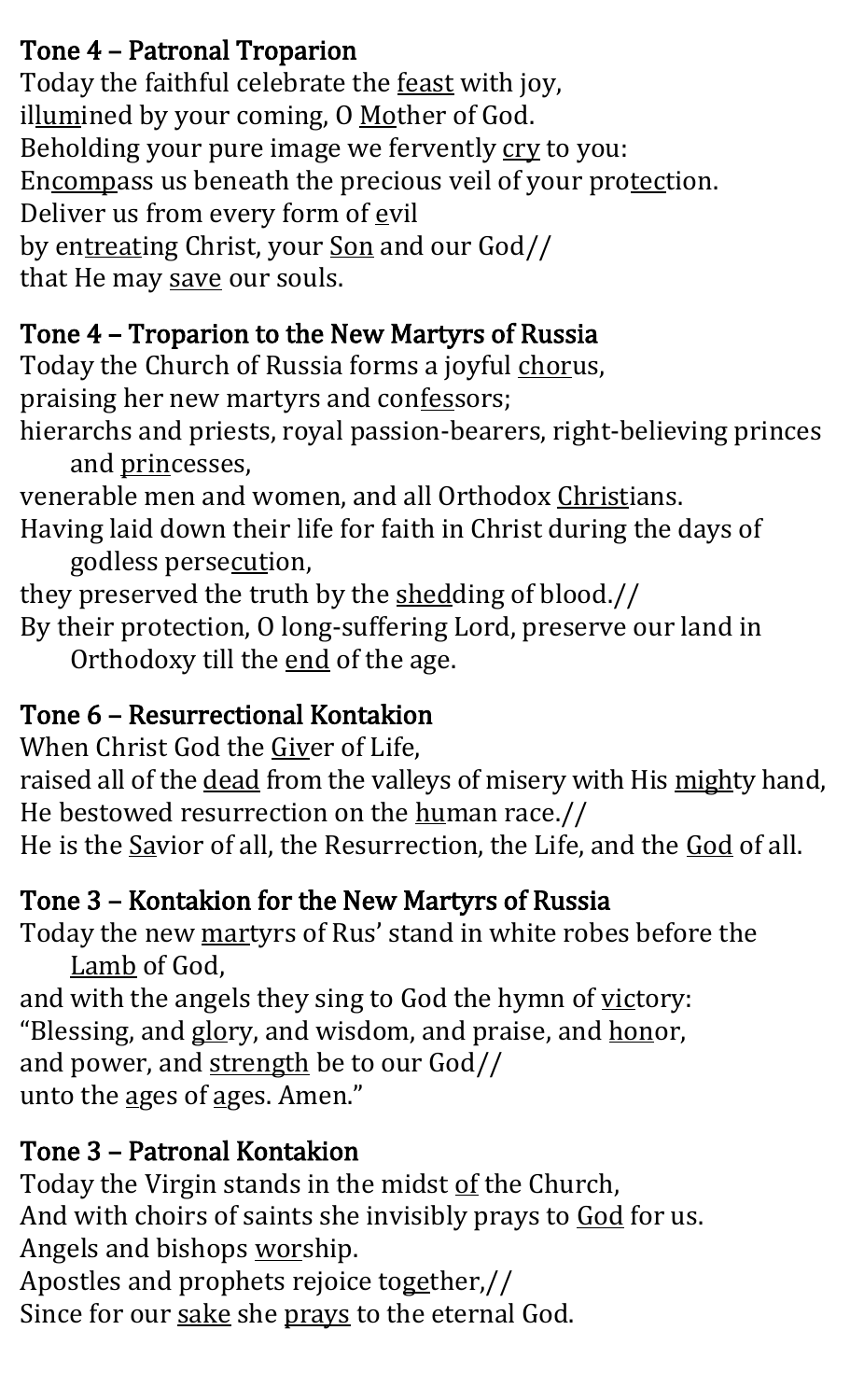## Tone 4 – Patronal Troparion

Today the faithful celebrate the feast with joy,
illumined by your coming, O Mother of God.
Beholding your pure image we fervently cry to you:
Encompass us beneath the precious veil of your protection.
Deliver us from every form of evil
by entreating Christ, your Son and our God//
that He may save our souls.

## Tone 4 – Troparion to the New Martyrs of Russia

Today the Church of Russia forms a joyful chorus,
praising her new martyrs and confessors;
hierarchs and priests, royal passion-bearers, right-believing princes and princesses,
venerable men and women, and all Orthodox Christians.
Having laid down their life for faith in Christ during the days of godless persecution,
they preserved the truth by the shedding of blood.//
By their protection, O long-suffering Lord, preserve our land in Orthodoxy till the end of the age.

## Tone 6 – Resurrectional Kontakion

When Christ God the Giver of Life,
raised all of the dead from the valleys of misery with His mighty hand,
He bestowed resurrection on the human race.//
He is the Savior of all, the Resurrection, the Life, and the God of all.

## Tone 3 – Kontakion for the New Martyrs of Russia

Today the new martyrs of Rus' stand in white robes before the Lamb of God,
and with the angels they sing to God the hymn of victory:
"Blessing, and glory, and wisdom, and praise, and honor,
and power, and strength be to our God//
unto the ages of ages. Amen."

## Tone 3 – Patronal Kontakion

Today the Virgin stands in the midst of the Church,
And with choirs of saints she invisibly prays to God for us.
Angels and bishops worship.
Apostles and prophets rejoice together,//
Since for our sake she prays to the eternal God.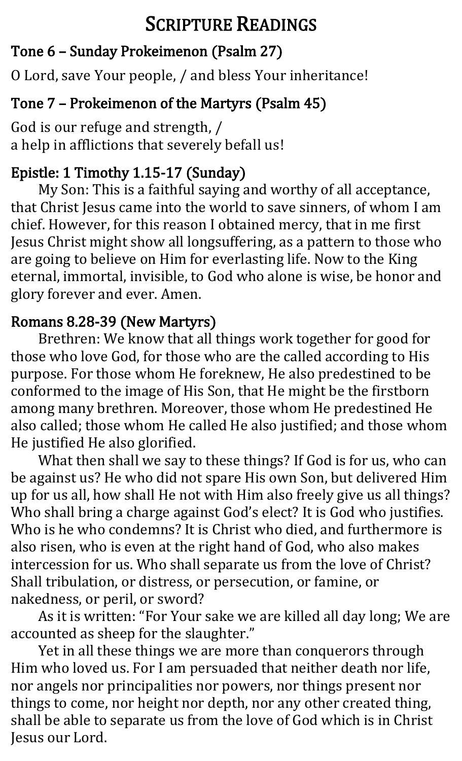# Scripture Readings

### Tone 6 – Sunday Prokeimenon (Psalm 27)

O Lord, save Your people, / and bless Your inheritance!

### Tone 7 – Prokeimenon of the Martyrs (Psalm 45)

God is our refuge and strength, /
a help in afflictions that severely befall us!

### Epistle: 1 Timothy 1.15-17 (Sunday)

My Son: This is a faithful saying and worthy of all acceptance, that Christ Jesus came into the world to save sinners, of whom I am chief. However, for this reason I obtained mercy, that in me first Jesus Christ might show all longsuffering, as a pattern to those who are going to believe on Him for everlasting life. Now to the King eternal, immortal, invisible, to God who alone is wise, be honor and glory forever and ever. Amen.

### Romans 8.28-39 (New Martyrs)

Brethren: We know that all things work together for good for those who love God, for those who are the called according to His purpose. For those whom He foreknew, He also predestined to be conformed to the image of His Son, that He might be the firstborn among many brethren. Moreover, those whom He predestined He also called; those whom He called He also justified; and those whom He justified He also glorified.

What then shall we say to these things? If God is for us, who can be against us? He who did not spare His own Son, but delivered Him up for us all, how shall He not with Him also freely give us all things? Who shall bring a charge against God's elect? It is God who justifies. Who is he who condemns? It is Christ who died, and furthermore is also risen, who is even at the right hand of God, who also makes intercession for us. Who shall separate us from the love of Christ? Shall tribulation, or distress, or persecution, or famine, or nakedness, or peril, or sword?

As it is written: "For Your sake we are killed all day long; We are accounted as sheep for the slaughter."

Yet in all these things we are more than conquerors through Him who loved us. For I am persuaded that neither death nor life, nor angels nor principalities nor powers, nor things present nor things to come, nor height nor depth, nor any other created thing, shall be able to separate us from the love of God which is in Christ Jesus our Lord.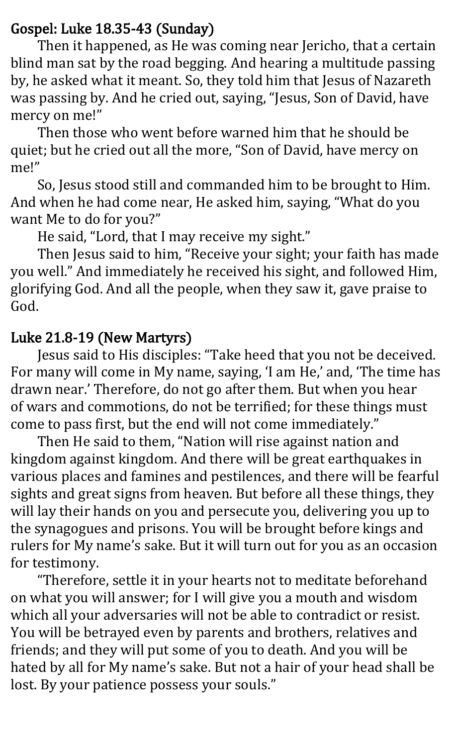## Gospel: Luke 18.35-43 (Sunday)

Then it happened, as He was coming near Jericho, that a certain blind man sat by the road begging. And hearing a multitude passing by, he asked what it meant. So, they told him that Jesus of Nazareth was passing by. And he cried out, saying, "Jesus, Son of David, have mercy on me!"

Then those who went before warned him that he should be quiet; but he cried out all the more, "Son of David, have mercy on me!"

So, Jesus stood still and commanded him to be brought to Him. And when he had come near, He asked him, saying, "What do you want Me to do for you?"

He said, "Lord, that I may receive my sight."

Then Jesus said to him, "Receive your sight; your faith has made you well." And immediately he received his sight, and followed Him, glorifying God. And all the people, when they saw it, gave praise to God.

## Luke 21.8-19 (New Martyrs)

Jesus said to His disciples: "Take heed that you not be deceived. For many will come in My name, saying, 'I am He,' and, 'The time has drawn near.' Therefore, do not go after them. But when you hear of wars and commotions, do not be terrified; for these things must come to pass first, but the end will not come immediately."

Then He said to them, "Nation will rise against nation and kingdom against kingdom. And there will be great earthquakes in various places and famines and pestilences, and there will be fearful sights and great signs from heaven. But before all these things, they will lay their hands on you and persecute you, delivering you up to the synagogues and prisons. You will be brought before kings and rulers for My name's sake. But it will turn out for you as an occasion for testimony.

"Therefore, settle it in your hearts not to meditate beforehand on what you will answer; for I will give you a mouth and wisdom which all your adversaries will not be able to contradict or resist. You will be betrayed even by parents and brothers, relatives and friends; and they will put some of you to death. And you will be hated by all for My name's sake. But not a hair of your head shall be lost. By your patience possess your souls."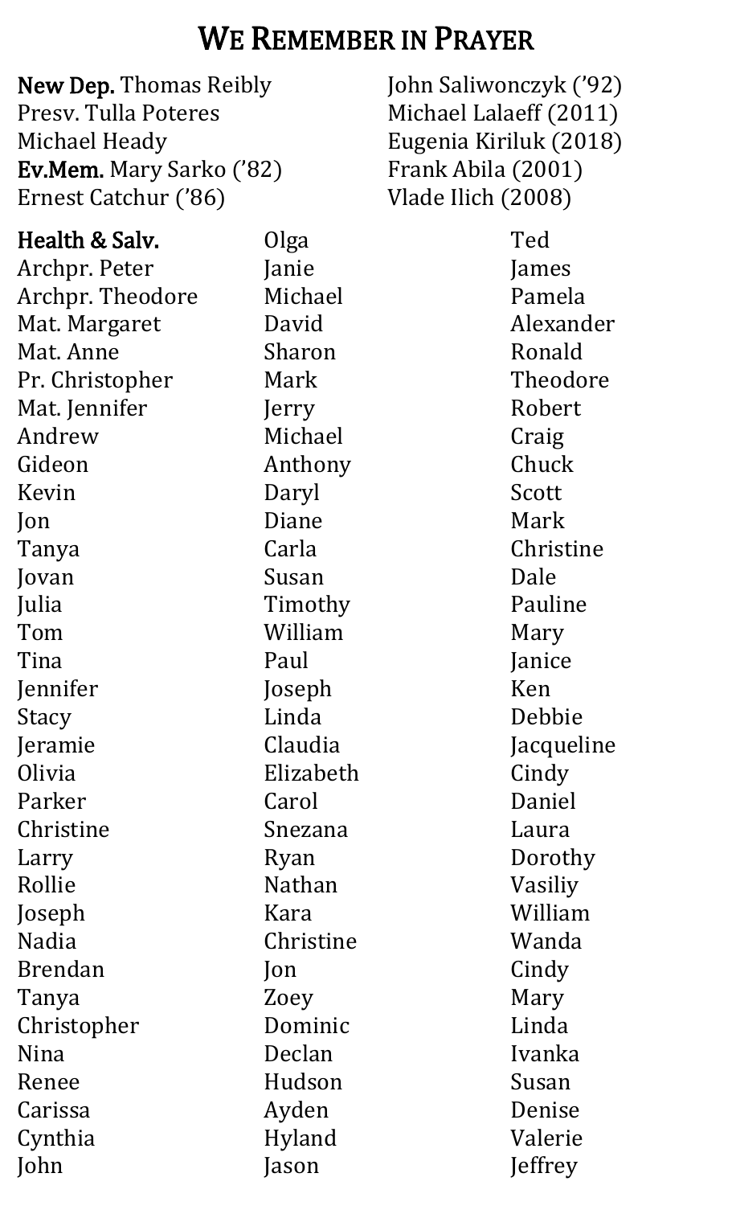# We Remember in Prayer

**New Dep.** Thomas Reibly
Presv. Tulla Poteres
Michael Heady
**Ev.Mem.** Mary Sarko ('82)
Ernest Catchur ('86)
John Saliwonczyk ('92)
Michael Lalaeff (2011)
Eugenia Kiriluk (2018)
Frank Abila (2001)
Vlade Ilich (2008)

**Health & Salv.**
Archpr. Peter
Archpr. Theodore
Mat. Margaret
Mat. Anne
Pr. Christopher
Mat. Jennifer
Andrew
Gideon
Kevin
Jon
Tanya
Jovan
Julia
Tom
Tina
Jennifer
Stacy
Jeramie
Olivia
Parker
Christine
Larry
Rollie
Joseph
Nadia
Brendan
Tanya
Christopher
Nina
Renee
Carissa
Cynthia
John
Olga
Janie
Michael
David
Sharon
Mark
Jerry
Michael
Anthony
Daryl
Diane
Carla
Susan
Timothy
William
Paul
Joseph
Linda
Claudia
Elizabeth
Carol
Snezana
Ryan
Nathan
Kara
Christine
Jon
Zoey
Dominic
Declan
Hudson
Ayden
Hyland
Jason
Ted
James
Pamela
Alexander
Ronald
Theodore
Robert
Craig
Chuck
Scott
Mark
Christine
Dale
Pauline
Mary
Janice
Ken
Debbie
Jacqueline
Cindy
Daniel
Laura
Dorothy
Vasiliy
William
Wanda
Cindy
Mary
Linda
Ivanka
Susan
Denise
Valerie
Jeffrey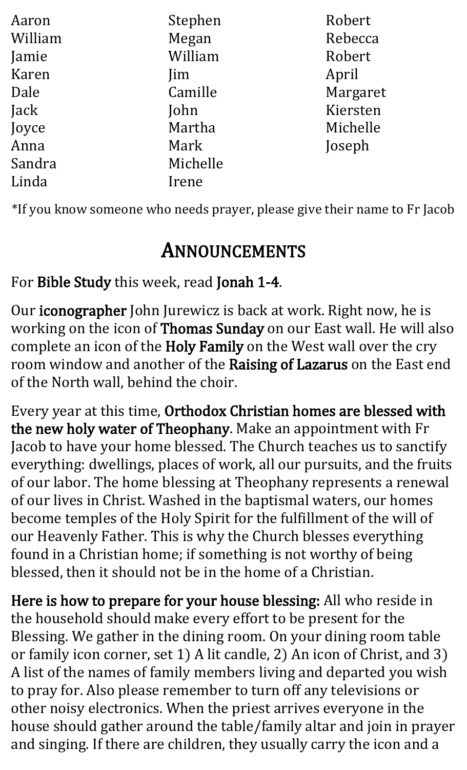Aaron
William
Jamie
Karen
Dale
Jack
Joyce
Anna
Sandra
Linda
Stephen
Megan
William
Jim
Camille
John
Martha
Mark
Michelle
Irene
Robert
Rebecca
Robert
April
Margaret
Kiersten
Michelle
Joseph

*If you know someone who needs prayer, please give their name to Fr Jacob

## ANNOUNCEMENTS

For **Bible Study** this week, read **Jonah 1-4**.

Our **iconographer** John Jurewicz is back at work. Right now, he is working on the icon of **Thomas Sunday** on our East wall. He will also complete an icon of the **Holy Family** on the West wall over the cry room window and another of the **Raising of Lazarus** on the East end of the North wall, behind the choir.

Every year at this time, **Orthodox Christian homes are blessed with the new holy water of Theophany**. Make an appointment with Fr Jacob to have your home blessed. The Church teaches us to sanctify everything: dwellings, places of work, all our pursuits, and the fruits of our labor. The home blessing at Theophany represents a renewal of our lives in Christ. Washed in the baptismal waters, our homes become temples of the Holy Spirit for the fulfillment of the will of our Heavenly Father. This is why the Church blesses everything found in a Christian home; if something is not worthy of being blessed, then it should not be in the home of a Christian.

**Here is how to prepare for your house blessing:** All who reside in the household should make every effort to be present for the Blessing. We gather in the dining room. On your dining room table or family icon corner, set 1) A lit candle, 2) An icon of Christ, and 3) A list of the names of family members living and departed you wish to pray for. Also please remember to turn off any televisions or other noisy electronics. When the priest arrives everyone in the house should gather around the table/family altar and join in prayer and singing. If there are children, they usually carry the icon and a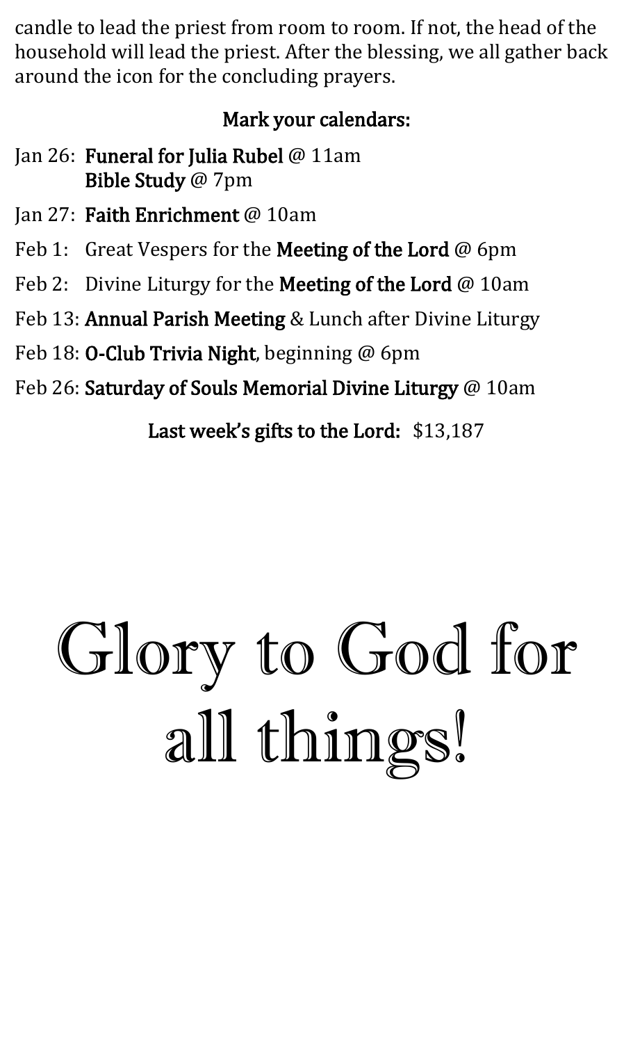candle to lead the priest from room to room. If not, the head of the household will lead the priest. After the blessing, we all gather back around the icon for the concluding prayers.

**Mark your calendars:**

Jan 26: **Funeral for Julia Rubel** @ 11am
**Bible Study** @ 7pm

Jan 27: **Faith Enrichment** @ 10am

Feb 1: Great Vespers for the **Meeting of the Lord** @ 6pm

Feb 2: Divine Liturgy for the **Meeting of the Lord** @ 10am

Feb 13: **Annual Parish Meeting** & Lunch after Divine Liturgy

Feb 18: **O-Club Trivia Night**, beginning @ 6pm

Feb 26: **Saturday of Souls Memorial Divine Liturgy** @ 10am

**Last week's gifts to the Lord:** $13,187

# Glory to God for all things!